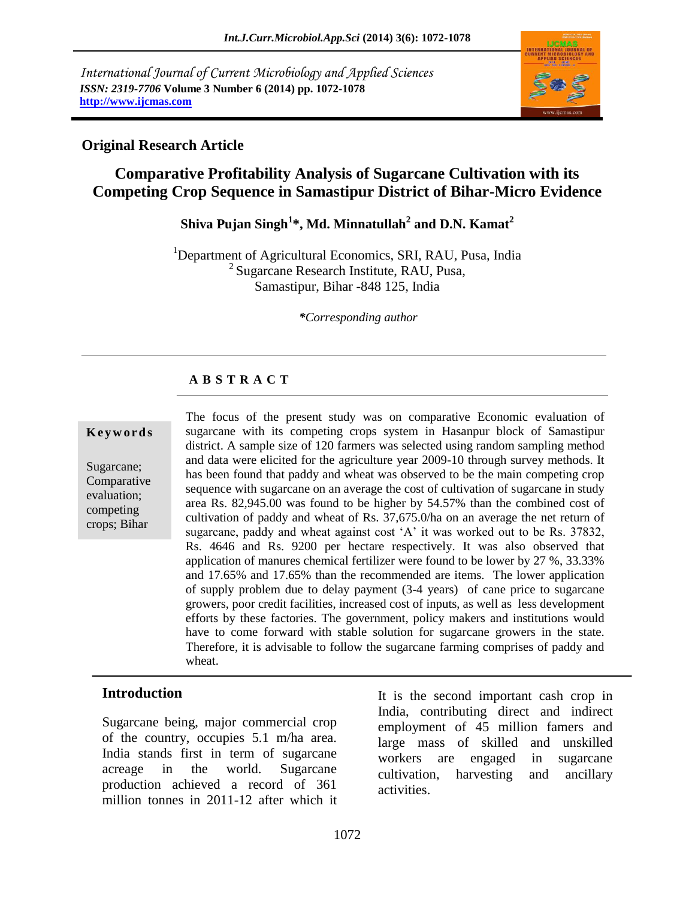International Journal of Current Microbiology and Applied Sciences
*ISSN: 2319-7706* **Volume 3 Number 6 (2014) pp. 1072-1078**
**http://www.ijcmas.com**

**Original Research Article**

# Comparative Profitability Analysis of Sugarcane Cultivation with its Competing Crop Sequence in Samastipur District of Bihar-Micro Evidence

**Shiva Pujan Singh[1]*, Md. Minnatullah[2] and D.N. Kamat[2]**

[1]Department of Agricultural Economics, SRI, RAU, Pusa, India
[2] Sugarcane Research Institute, RAU, Pusa, Samastipur, Bihar -848 125, India

***Corresponding author***

## A B S T R A C T

**Keywords**

Sugarcane; Comparative evaluation; competing crops; Bihar

The focus of the present study was on comparative Economic evaluation of sugarcane with its competing crops system in Hasanpur block of Samastipur district. A sample size of 120 farmers was selected using random sampling method and data were elicited for the agriculture year 2009-10 through survey methods. It has been found that paddy and wheat was observed to be the main competing crop sequence with sugarcane on an average the cost of cultivation of sugarcane in study area Rs. 82,945.00 was found to be higher by 54.57% than the combined cost of cultivation of paddy and wheat of Rs. 37,675.0/ha on an average the net return of sugarcane, paddy and wheat against cost 'A' it was worked out to be Rs. 37832, Rs. 4646 and Rs. 9200 per hectare respectively. It was also observed that application of manures chemical fertilizer were found to be lower by 27 %, 33.33% and 17.65% and 17.65% than the recommended are items. The lower application of supply problem due to delay payment (3-4 years) of cane price to sugarcane growers, poor credit facilities, increased cost of inputs, as well as less development efforts by these factories. The government, policy makers and institutions would have to come forward with stable solution for sugarcane growers in the state. Therefore, it is advisable to follow the sugarcane farming comprises of paddy and wheat.

## Introduction

Sugarcane being, major commercial crop of the country, occupies 5.1 m/ha area. India stands first in term of sugarcane acreage in the world. Sugarcane production achieved a record of 361 million tonnes in 2011-12 after which it It is the second important cash crop in India, contributing direct and indirect employment of 45 million famers and large mass of skilled and unskilled workers are engaged in sugarcane cultivation, harvesting and ancillary activities.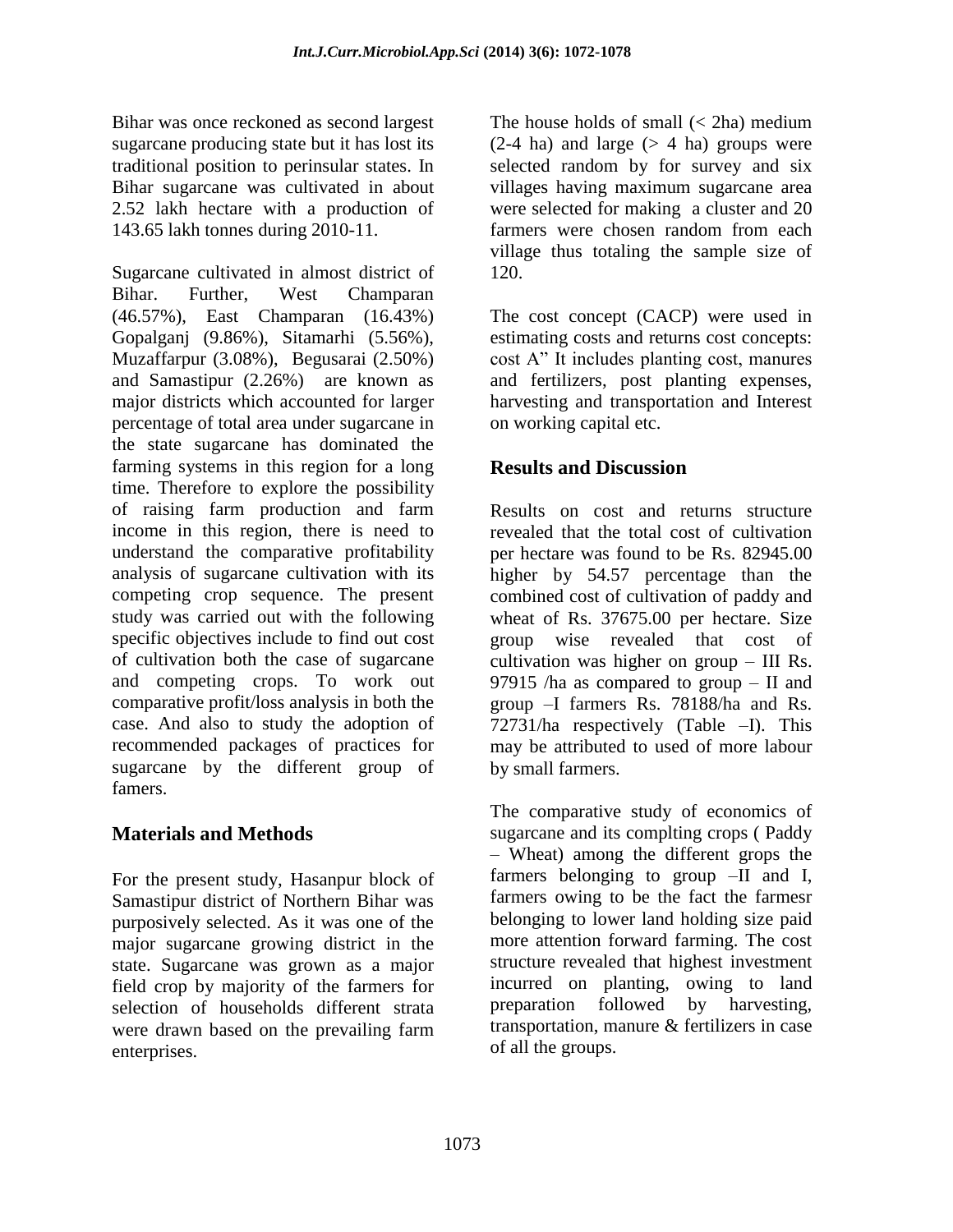Bihar was once reckoned as second largest sugarcane producing state but it has lost its traditional position to perinsular states. In Bihar sugarcane was cultivated in about 2.52 lakh hectare with a production of 143.65 lakh tonnes during 2010-11.

Sugarcane cultivated in almost district of Bihar. Further, West Champaran (46.57%), East Champaran (16.43%) Gopalganj (9.86%), Sitamarhi (5.56%), Muzaffarpur (3.08%), Begusarai (2.50%) and Samastipur (2.26%) are known as major districts which accounted for larger percentage of total area under sugarcane in the state sugarcane has dominated the farming systems in this region for a long time. Therefore to explore the possibility of raising farm production and farm income in this region, there is need to understand the comparative profitability analysis of sugarcane cultivation with its competing crop sequence. The present study was carried out with the following specific objectives include to find out cost of cultivation both the case of sugarcane and competing crops. To work out comparative profit/loss analysis in both the case. And also to study the adoption of recommended packages of practices for sugarcane by the different group of famers.

## Materials and Methods

For the present study, Hasanpur block of Samastipur district of Northern Bihar was purposively selected. As it was one of the major sugarcane growing district in the state. Sugarcane was grown as a major field crop by majority of the farmers for selection of households different strata were drawn based on the prevailing farm enterprises.

The house holds of small (< 2ha) medium (2-4 ha) and large (> 4 ha) groups were selected random by for survey and six villages having maximum sugarcane area were selected for making a cluster and 20 farmers were chosen random from each village thus totaling the sample size of 120.

The cost concept (CACP) were used in estimating costs and returns cost concepts: cost A" It includes planting cost, manures and fertilizers, post planting expenses, harvesting and transportation and Interest on working capital etc.

## Results and Discussion

Results on cost and returns structure revealed that the total cost of cultivation per hectare was found to be Rs. 82945.00 higher by 54.57 percentage than the combined cost of cultivation of paddy and wheat of Rs. 37675.00 per hectare. Size group wise revealed that cost of cultivation was higher on group – III Rs. 97915 /ha as compared to group – II and group –I farmers Rs. 78188/ha and Rs. 72731/ha respectively (Table –I). This may be attributed to used of more labour by small farmers.

The comparative study of economics of sugarcane and its complting crops ( Paddy – Wheat) among the different grops the farmers belonging to group –II and I, farmers owing to be the fact the farmesr belonging to lower land holding size paid more attention forward farming. The cost structure revealed that highest investment incurred on planting, owing to land preparation followed by harvesting, transportation, manure & fertilizers in case of all the groups.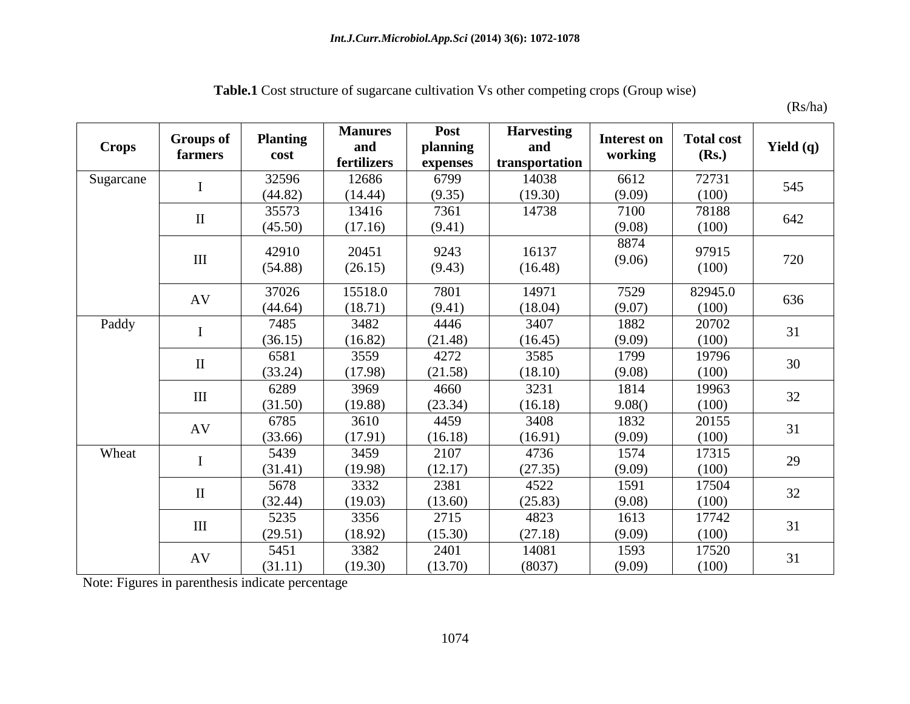**Table.1** Cost structure of sugarcane cultivation Vs other competing crops (Group wise)

(Rs/ha)

| Crops | Groups of farmers | Planting cost | Manures and fertilizers | Post planning expenses | Harvesting and transportation | Interest on working | Total cost (Rs.) | Yield (q) |
|---|---|---|---|---|---|---|---|---|
| Sugarcane | I | 32596 (44.82) | 12686 (14.44) | 6799 (9.35) | 14038 (19.30) | 6612 (9.09) | 72731 (100) | 545 |
| | II | 35573 (45.50) | 13416 (17.16) | 7361 (9.41) | 14738 | 7100 (9.08) | 78188 (100) | 642 |
| | III | 42910 (54.88) | 20451 (26.15) | 9243 (9.43) | 16137 (16.48) | 8874 (9.06) | 97915 (100) | 720 |
| | AV | 37026 (44.64) | 15518.0 (18.71) | 7801 (9.41) | 14971 (18.04) | 7529 (9.07) | 82945.0 (100) | 636 |
| Paddy | I | 7485 (36.15) | 3482 (16.82) | 4446 (21.48) | 3407 (16.45) | 1882 (9.09) | 20702 (100) | 31 |
| | II | 6581 (33.24) | 3559 (17.98) | 4272 (21.58) | 3585 (18.10) | 1799 (9.08) | 19796 (100) | 30 |
| | III | 6289 (31.50) | 3969 (19.88) | 4660 (23.34) | 3231 (16.18) | 1814 9.08() | 19963 (100) | 32 |
| | AV | 6785 (33.66) | 3610 (17.91) | 4459 (16.18) | 3408 (16.91) | 1832 (9.09) | 20155 (100) | 31 |
| Wheat | I | 5439 (31.41) | 3459 (19.98) | 2107 (12.17) | 4736 (27.35) | 1574 (9.09) | 17315 (100) | 29 |
| | II | 5678 (32.44) | 3332 (19.03) | 2381 (13.60) | 4522 (25.83) | 1591 (9.08) | 17504 (100) | 32 |
| | III | 5235 (29.51) | 3356 (18.92) | 2715 (15.30) | 4823 (27.18) | 1613 (9.09) | 17742 (100) | 31 |
| | AV | 5451 (31.11) | 3382 (19.30) | 2401 (13.70) | 14081 (8037) | 1593 (9.09) | 17520 (100) | 31 |

Note: Figures in parenthesis indicate percentage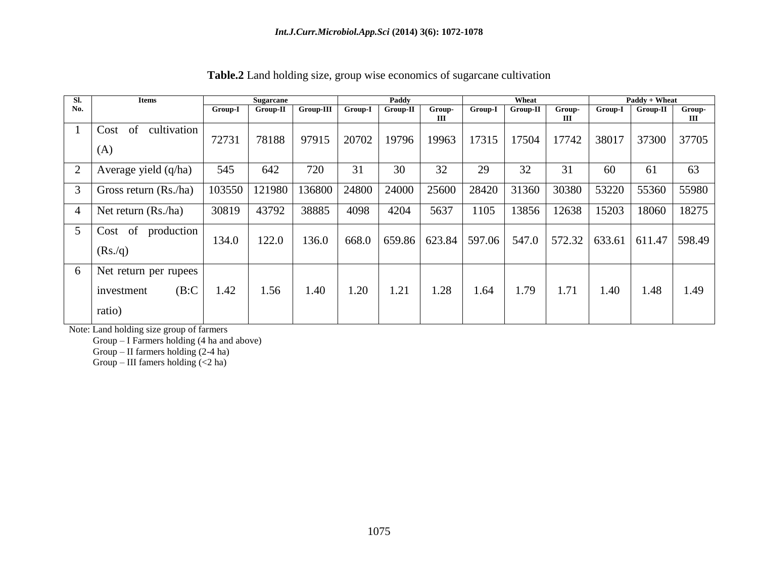**Table.2** Land holding size, group wise economics of sugarcane cultivation

| Sl. No. | Items | Sugarcane | | | Paddy | | | Wheat | | | Paddy + Wheat | | |
|---|---|---|---|---|---|---|---|---|---|---|---|---|---|
| | | Group-I | Group-II | Group-III | Group-I | Group-II | Group-III | Group-I | Group-II | Group-III | Group-I | Group-II | Group-III |
| 1 | Cost of cultivation (A) | 72731 | 78188 | 97915 | 20702 | 19796 | 19963 | 17315 | 17504 | 17742 | 38017 | 37300 | 37705 |
| 2 | Average yield (q/ha) | 545 | 642 | 720 | 31 | 30 | 32 | 29 | 32 | 31 | 60 | 61 | 63 |
| 3 | Gross return (Rs./ha) | 103550 | 121980 | 136800 | 24800 | 24000 | 25600 | 28420 | 31360 | 30380 | 53220 | 55360 | 55980 |
| 4 | Net return (Rs./ha) | 30819 | 43792 | 38885 | 4098 | 4204 | 5637 | 1105 | 13856 | 12638 | 15203 | 18060 | 18275 |
| 5 | Cost of production (Rs./q) | 134.0 | 122.0 | 136.0 | 668.0 | 659.86 | 623.84 | 597.06 | 547.0 | 572.32 | 633.61 | 611.47 | 598.49 |
| 6 | Net return per rupees investment (B:C ratio) | 1.42 | 1.56 | 1.40 | 1.20 | 1.21 | 1.28 | 1.64 | 1.79 | 1.71 | 1.40 | 1.48 | 1.49 |

Note: Land holding size group of farmers

Group – I Farmers holding (4 ha and above)

Group – II farmers holding (2-4 ha)

Group – III famers holding (<2 ha)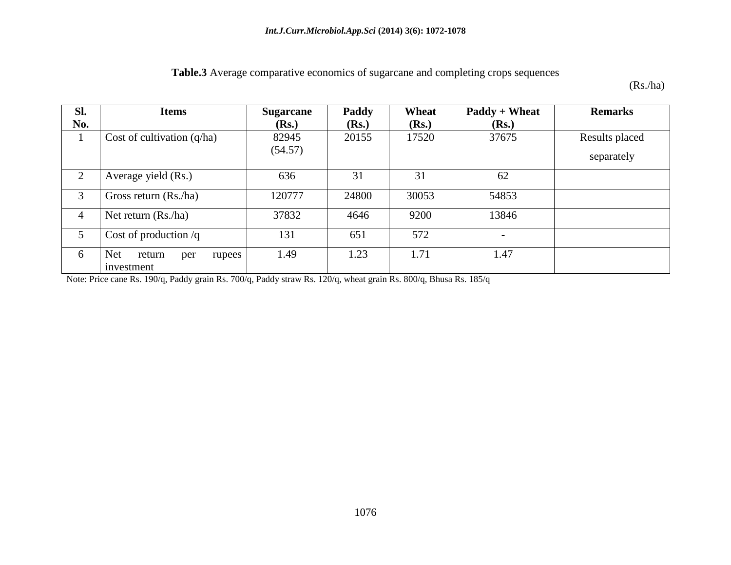**Table.3** Average comparative economics of sugarcane and completing crops sequences

(Rs./ha)

| Sl. No. | Items | Sugarcane (Rs.) | Paddy (Rs.) | Wheat (Rs.) | Paddy + Wheat (Rs.) | Remarks |
|---|---|---|---|---|---|---|
| 1 | Cost of cultivation (q/ha) | 82945 (54.57) | 20155 | 17520 | 37675 | Results placed separately |
| 2 | Average yield (Rs.) | 636 | 31 | 31 | 62 | |
| 3 | Gross return (Rs./ha) | 120777 | 24800 | 30053 | 54853 | |
| 4 | Net return (Rs./ha) | 37832 | 4646 | 9200 | 13846 | |
| 5 | Cost of production /q | 131 | 651 | 572 | - | |
| 6 | Net return per rupees investment | 1.49 | 1.23 | 1.71 | 1.47 | |

Note: Price cane Rs. 190/q, Paddy grain Rs. 700/q, Paddy straw Rs. 120/q, wheat grain Rs. 800/q, Bhusa Rs. 185/q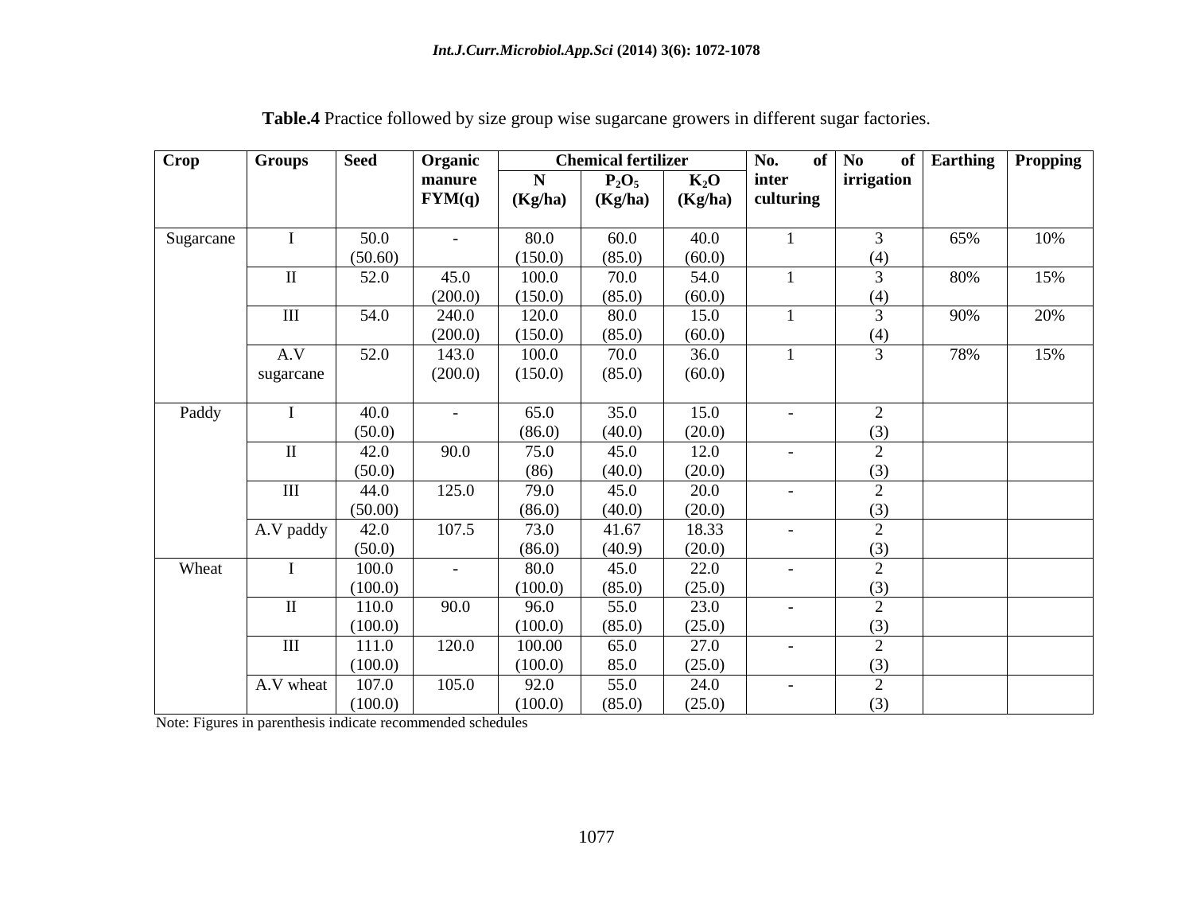**Table.4** Practice followed by size group wise sugarcane growers in different sugar factories.

| Crop | Groups | Seed | Organic manure FYM(q) | Chemical fertilizer | | | No. of inter culturing | No of irrigation | Earthing | Propping |
|---|---|---|---|---|---|---|---|---|---|---|
| | | | | N (Kg/ha) | $P_2O_5$ (Kg/ha) | $K_2O$ (Kg/ha) | | | | |
| Sugarcane | I | 50.0 (50.60) | - | 80.0 (150.0) | 60.0 (85.0) | 40.0 (60.0) | 1 | 3 (4) | 65% | 10% |
| | II | 52.0 | 45.0 (200.0) | 100.0 (150.0) | 70.0 (85.0) | 54.0 (60.0) | 1 | 3 (4) | 80% | 15% |
| | III | 54.0 | 240.0 (200.0) | 120.0 (150.0) | 80.0 (85.0) | 15.0 (60.0) | 1 | 3 (4) | 90% | 20% |
| | A.V sugarcane | 52.0 | 143.0 (200.0) | 100.0 (150.0) | 70.0 (85.0) | 36.0 (60.0) | 1 | 3 | 78% | 15% |
| Paddy | I | 40.0 (50.0) | - | 65.0 (86.0) | 35.0 (40.0) | 15.0 (20.0) | - | 2 (3) | | |
| | II | 42.0 (50.0) | 90.0 | 75.0 (86) | 45.0 (40.0) | 12.0 (20.0) | - | 2 (3) | | |
| | III | 44.0 (50.00) | 125.0 | 79.0 (86.0) | 45.0 (40.0) | 20.0 (20.0) | - | 2 (3) | | |
| | A.V paddy | 42.0 (50.0) | 107.5 | 73.0 (86.0) | 41.67 (40.9) | 18.33 (20.0) | - | 2 (3) | | |
| Wheat | I | 100.0 (100.0) | - | 80.0 (100.0) | 45.0 (85.0) | 22.0 (25.0) | - | 2 (3) | | |
| | II | 110.0 (100.0) | 90.0 | 96.0 (100.0) | 55.0 (85.0) | 23.0 (25.0) | - | 2 (3) | | |
| | III | 111.0 (100.0) | 120.0 | 100.00 (100.0) | 65.0 85.0 | 27.0 (25.0) | - | 2 (3) | | |
| | A.V wheat | 107.0 (100.0) | 105.0 | 92.0 (100.0) | 55.0 (85.0) | 24.0 (25.0) | - | 2 (3) | | |

Note: Figures in parenthesis indicate recommended schedules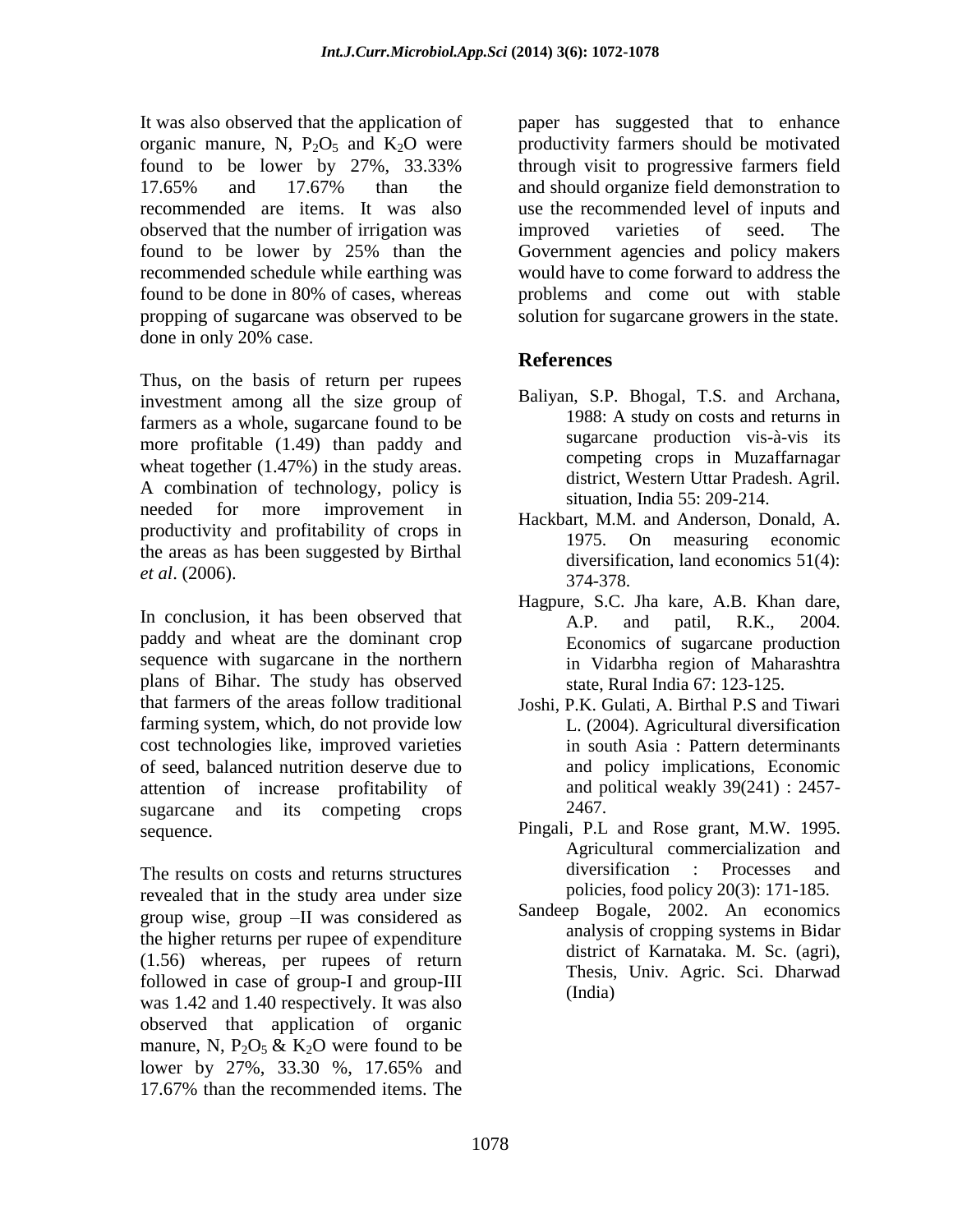It was also observed that the application of organic manure, N, $P_2O_5$ and $K_2O$ were found to be lower by 27%, 33.33% 17.65% and 17.67% than the recommended are items. It was also observed that the number of irrigation was found to be lower by 25% than the recommended schedule while earthing was found to be done in 80% of cases, whereas propping of sugarcane was observed to be done in only 20% case.

Thus, on the basis of return per rupees investment among all the size group of farmers as a whole, sugarcane found to be more profitable (1.49) than paddy and wheat together (1.47%) in the study areas. A combination of technology, policy is needed for more improvement in productivity and profitability of crops in the areas as has been suggested by Birthal *et al*. (2006).

In conclusion, it has been observed that paddy and wheat are the dominant crop sequence with sugarcane in the northern plans of Bihar. The study has observed that farmers of the areas follow traditional farming system, which, do not provide low cost technologies like, improved varieties of seed, balanced nutrition deserve due to attention of increase profitability of sugarcane and its competing crops sequence.

The results on costs and returns structures revealed that in the study area under size group wise, group –II was considered as the higher returns per rupee of expenditure (1.56) whereas, per rupees of return followed in case of group-I and group-III was 1.42 and 1.40 respectively. It was also observed that application of organic manure, N, $P_2O_5$ & $K_2O$ were found to be lower by 27%, 33.30 %, 17.65% and 17.67% than the recommended items. The paper has suggested that to enhance productivity farmers should be motivated through visit to progressive farmers field and should organize field demonstration to use the recommended level of inputs and improved varieties of seed. The Government agencies and policy makers would have to come forward to address the problems and come out with stable solution for sugarcane growers in the state.

## References

Baliyan, S.P. Bhogal, T.S. and Archana, 1988: A study on costs and returns in sugarcane production vis-à-vis its competing crops in Muzaffarnagar district, Western Uttar Pradesh. Agril. situation, India 55: 209-214.

Hackbart, M.M. and Anderson, Donald, A. 1975. On measuring economic diversification, land economics 51(4): 374-378.

Hagpure, S.C. Jha kare, A.B. Khan dare, A.P. and patil, R.K., 2004. Economics of sugarcane production in Vidarbha region of Maharashtra state, Rural India 67: 123-125.

Joshi, P.K. Gulati, A. Birthal P.S and Tiwari L. (2004). Agricultural diversification in south Asia : Pattern determinants and policy implications, Economic and political weakly 39(241) : 2457-2467.

Pingali, P.L and Rose grant, M.W. 1995. Agricultural commercialization and diversification : Processes and policies, food policy 20(3): 171-185.

Sandeep Bogale, 2002. An economics analysis of cropping systems in Bidar district of Karnataka. M. Sc. (agri), Thesis, Univ. Agric. Sci. Dharwad (India)